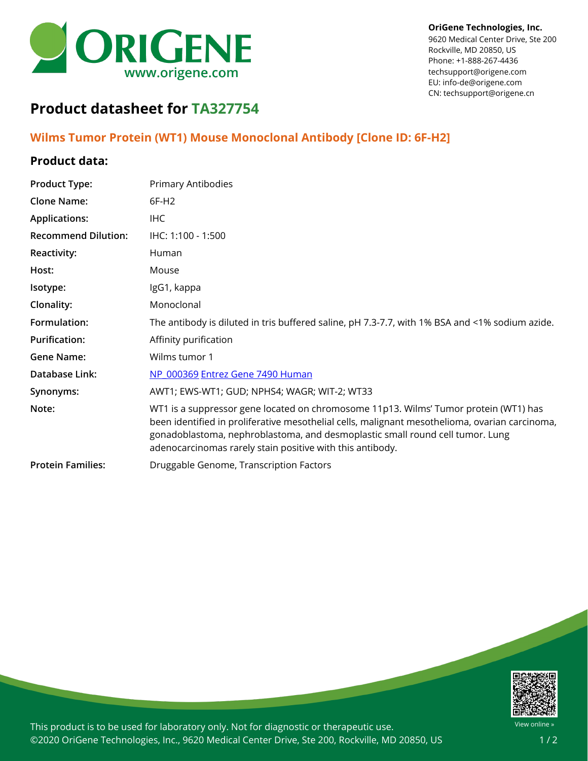OriGene Technologies, Inc.
9620 Medical Center Drive, Ste 200
Rockville, MD 20850, US
Phone: +1-888-267-4436
techsupport@origene.com
EU: info-de@origene.com
CN: techsupport@origene.cn

# Product datasheet for TA327754

## Wilms Tumor Protein (WT1) Mouse Monoclonal Antibody [Clone ID: 6F-H2]

### Product data:

| | |
|---|---|
| **Product Type:** | Primary Antibodies |
| **Clone Name:** | 6F-H2 |
| **Applications:** | IHC |
| **Recommend Dilution:** | IHC: 1:100 - 1:500 |
| **Reactivity:** | Human |
| **Host:** | Mouse |
| **Isotype:** | IgG1, kappa |
| **Clonality:** | Monoclonal |
| **Formulation:** | The antibody is diluted in tris buffered saline, pH 7.3-7.7, with 1% BSA and <1% sodium azide. |
| **Purification:** | Affinity purification |
| **Gene Name:** | Wilms tumor 1 |
| **Database Link:** | NP_000369 Entrez Gene 7490 Human |
| **Synonyms:** | AWT1; EWS-WT1; GUD; NPHS4; WAGR; WIT-2; WT33 |
| **Note:** | WT1 is a suppressor gene located on chromosome 11p13. Wilms' Tumor protein (WT1) has been identified in proliferative mesothelial cells, malignant mesothelioma, ovarian carcinoma, gonadoblastoma, nephroblastoma, and desmoplastic small round cell tumor. Lung adenocarcinomas rarely stain positive with this antibody. |
| **Protein Families:** | Druggable Genome, Transcription Factors |

This product is to be used for laboratory only. Not for diagnostic or therapeutic use.
©2020 OriGene Technologies, Inc., 9620 Medical Center Drive, Ste 200, Rockville, MD 20850, US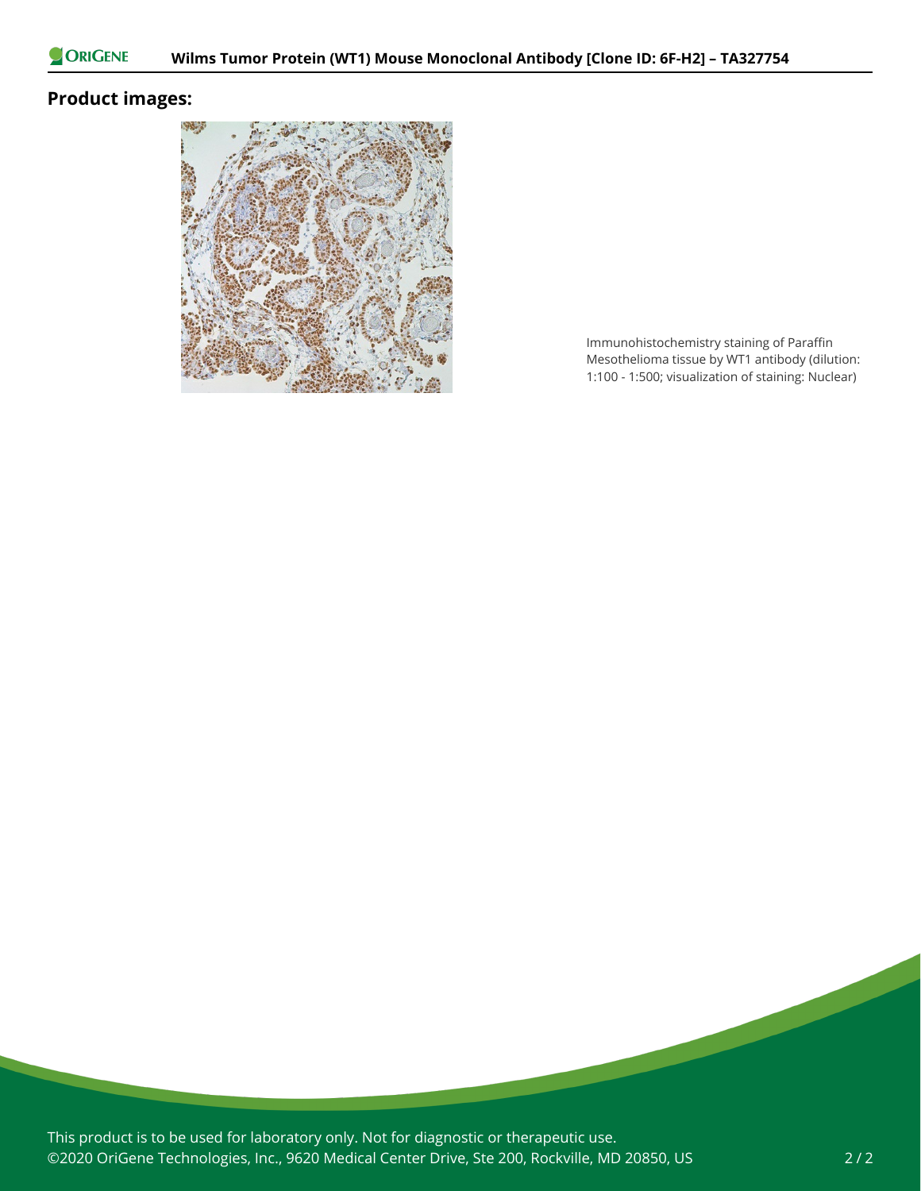## Product images:

Immunohistochemistry staining of Paraffin Mesothelioma tissue by WT1 antibody (dilution: 1:100 - 1:500; visualization of staining: Nuclear)

This product is to be used for laboratory only. Not for diagnostic or therapeutic use.
©2020 OriGene Technologies, Inc., 9620 Medical Center Drive, Ste 200, Rockville, MD 20850, US